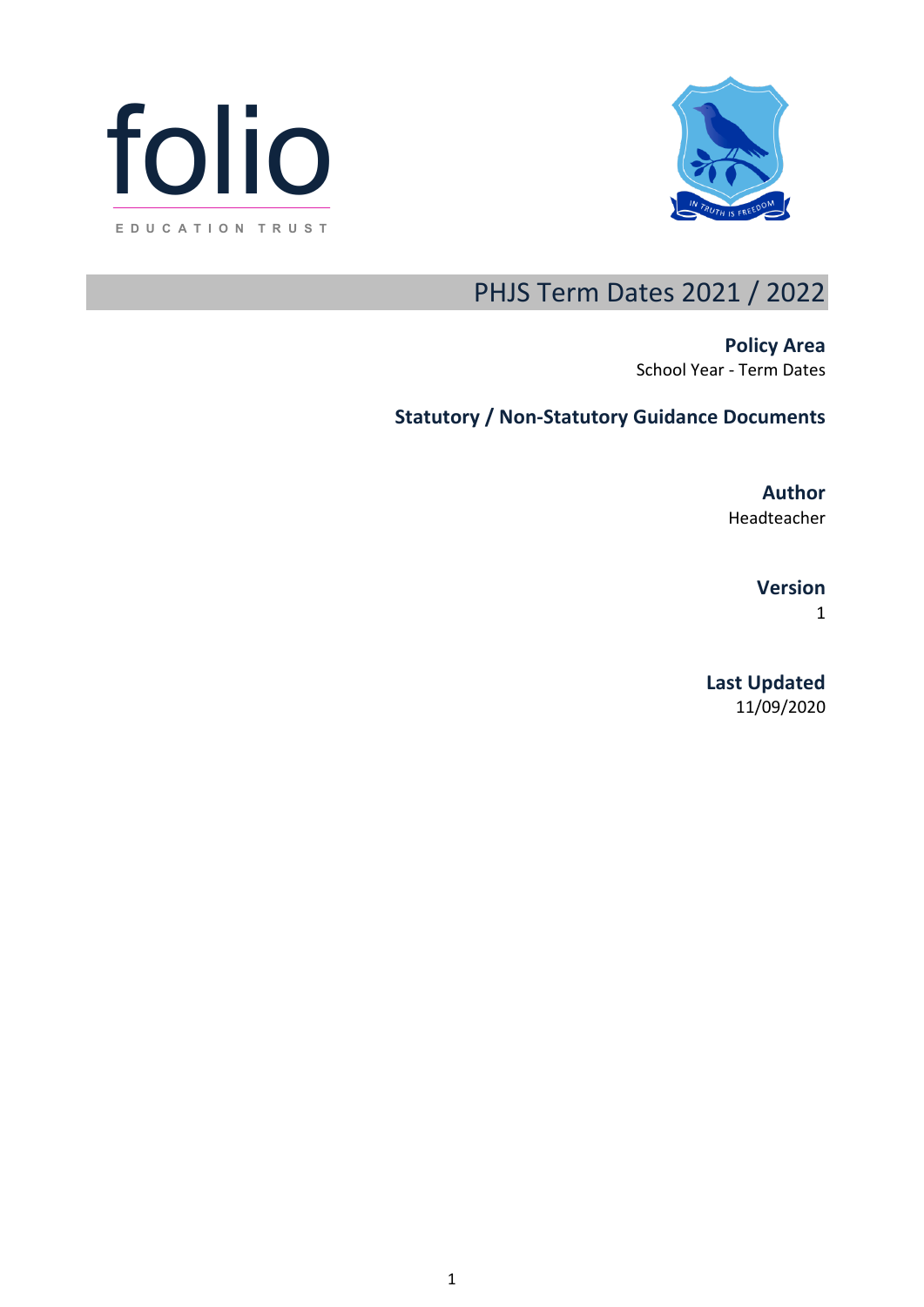folio

EDUCATION TRUST

IN TRUTH IS FREEDOM

# PHJS Term Dates 2021 / 2022

**Policy Area**
School Year - Term Dates

**Statutory / Non-Statutory Guidance Documents**

**Author**
Headteacher

**Version**
1

**Last Updated**
11/09/2020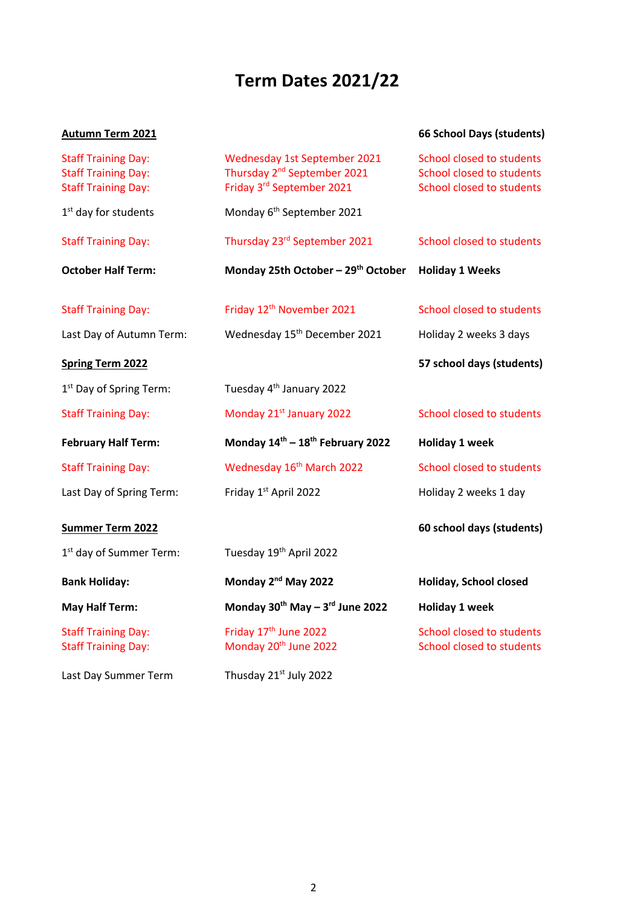# Term Dates 2021/22

| **Autumn Term 2021** | | **66 School Days (students)** |
|---|---|---|
| Staff Training Day: | Wednesday 1st September 2021 | School closed to students |
| Staff Training Day: | Thursday 2nd September 2021 | School closed to students |
| Staff Training Day: | Friday 3rd September 2021 | School closed to students |
| 1st day for students | Monday 6th September 2021 | |
| Staff Training Day: | Thursday 23rd September 2021 | School closed to students |
| **October Half Term:** | **Monday 25th October – 29th October** | **Holiday 1 Weeks** |
| Staff Training Day: | Friday 12th November 2021 | School closed to students |
| Last Day of Autumn Term: | Wednesday 15th December 2021 | Holiday 2 weeks 3 days |
| **Spring Term 2022** | | **57 school days (students)** |
| 1st Day of Spring Term: | Tuesday 4th January 2022 | |
| Staff Training Day: | Monday 21st January 2022 | School closed to students |
| **February Half Term:** | **Monday 14th – 18th February 2022** | **Holiday 1 week** |
| Staff Training Day: | Wednesday 16th March 2022 | School closed to students |
| Last Day of Spring Term: | Friday 1st April 2022 | Holiday 2 weeks 1 day |
| **Summer Term 2022** | | **60 school days (students)** |
| 1st day of Summer Term: | Tuesday 19th April 2022 | |
| **Bank Holiday:** | **Monday 2nd May 2022** | **Holiday, School closed** |
| **May Half Term:** | **Monday 30th May – 3rd June 2022** | **Holiday 1 week** |
| Staff Training Day: | Friday 17th June 2022 | School closed to students |
| Staff Training Day: | Monday 20th June 2022 | School closed to students |
| Last Day Summer Term | Thusday 21st July 2022 | |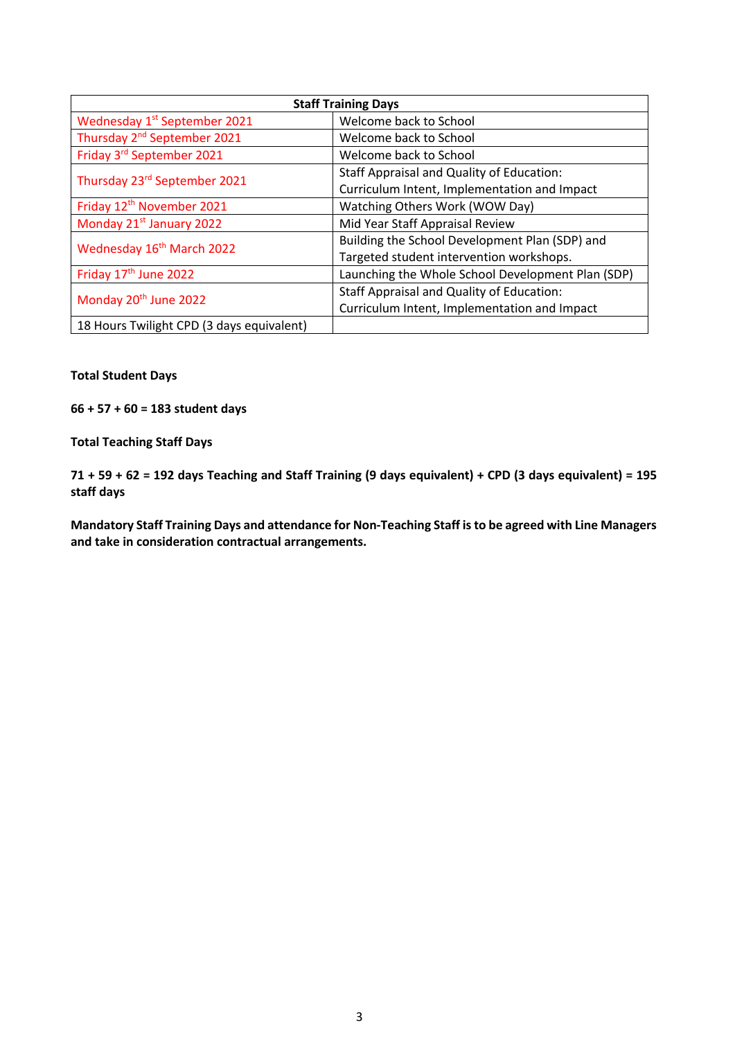| Staff Training Days | |
| --- | --- |
| Wednesday 1st September 2021 | Welcome back to School |
| Thursday 2nd September 2021 | Welcome back to School |
| Friday 3rd September 2021 | Welcome back to School |
| Thursday 23rd September 2021 | Staff Appraisal and Quality of Education: Curriculum Intent, Implementation and Impact |
| Friday 12th November 2021 | Watching Others Work (WOW Day) |
| Monday 21st January 2022 | Mid Year Staff Appraisal Review |
| Wednesday 16th March 2022 | Building the School Development Plan (SDP) and Targeted student intervention workshops. |
| Friday 17th June 2022 | Launching the Whole School Development Plan (SDP) |
| Monday 20th June 2022 | Staff Appraisal and Quality of Education: Curriculum Intent, Implementation and Impact |
| 18 Hours Twilight CPD (3 days equivalent) | |

**Total Student Days**

**66 + 57 + 60 = 183 student days**

**Total Teaching Staff Days**

**71 + 59 + 62 = 192 days Teaching and Staff Training (9 days equivalent) + CPD (3 days equivalent) = 195 staff days**

**Mandatory Staff Training Days and attendance for Non-Teaching Staff is to be agreed with Line Managers and take in consideration contractual arrangements.**